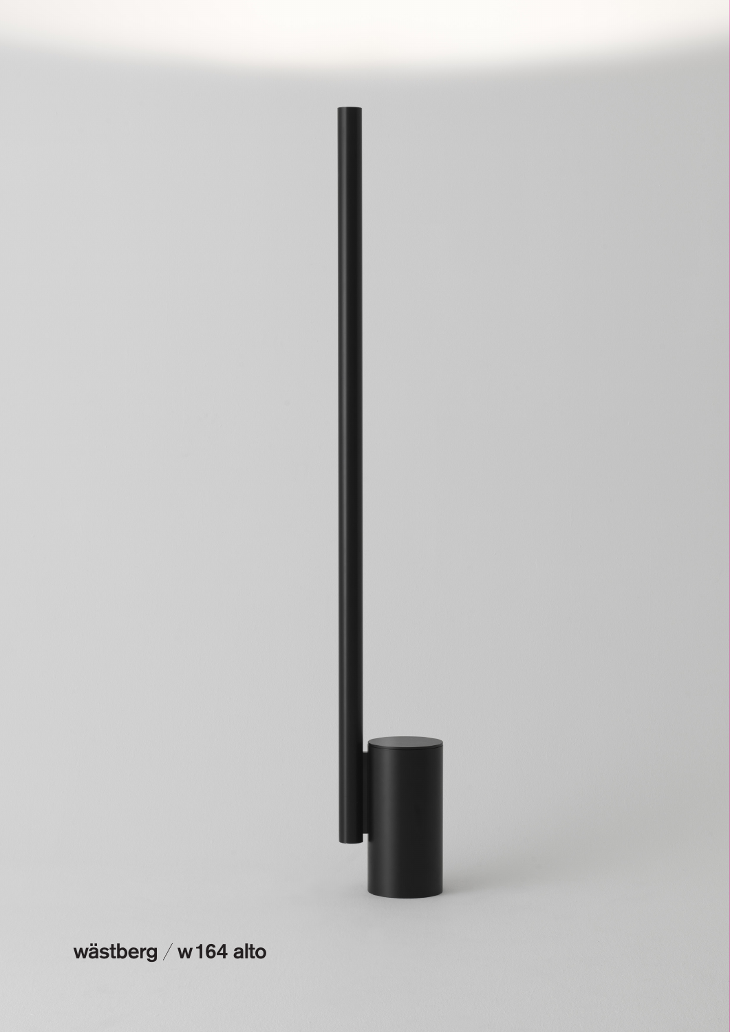**wästberg / w164 alto**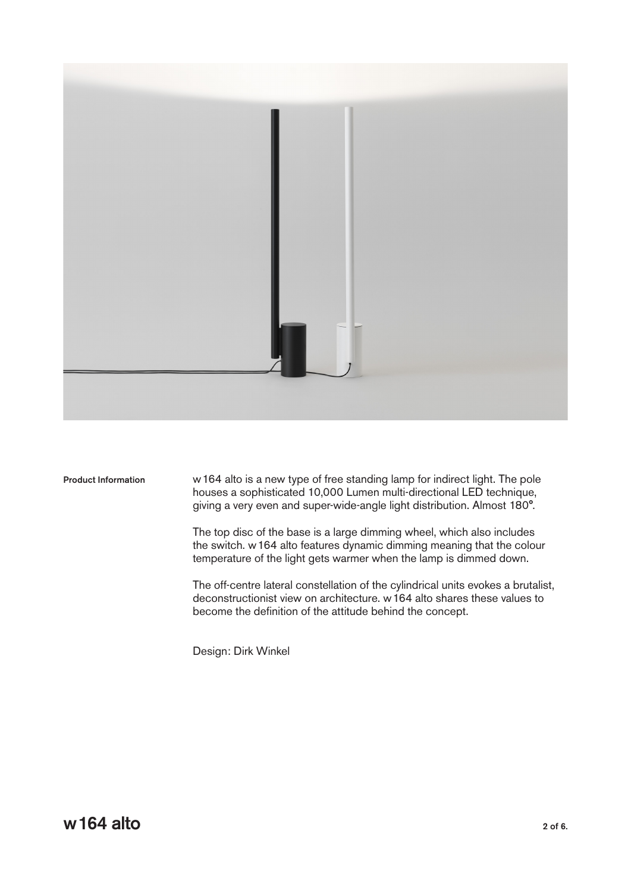**Product Information**

w 164 alto is a new type of free standing lamp for indirect light. The pole houses a sophisticated 10,000 Lumen multi-directional LED technique, giving a very even and super-wide-angle light distribution. Almost 180°.

The top disc of the base is a large dimming wheel, which also includes the switch. w 164 alto features dynamic dimming meaning that the colour temperature of the light gets warmer when the lamp is dimmed down.

The off-centre lateral constellation of the cylindrical units evokes a brutalist, deconstructionist view on architecture. w 164 alto shares these values to become the definition of the attitude behind the concept.

Design: Dirk Winkel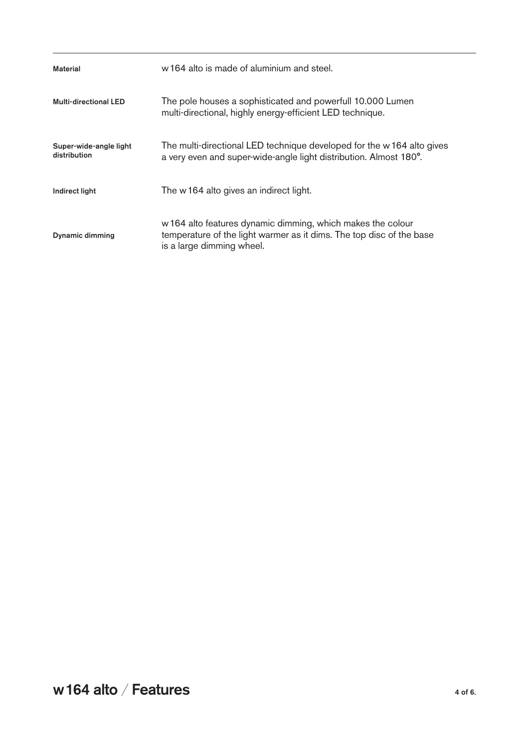# w 164 alto / Features

| | |
|---|---|
| **Material** | w 164 alto is made of aluminium and steel. |
| **Multi-directional LED** | The pole houses a sophisticated and powerfull 10.000 Lumen multi-directional, highly energy-efficient LED technique. |
| **Super-wide-angle light distribution** | The multi-directional LED technique developed for the w 164 alto gives a very even and super-wide-angle light distribution. Almost 180°. |
| **Indirect light** | The w 164 alto gives an indirect light. |
| **Dynamic dimming** | w 164 alto features dynamic dimming, which makes the colour temperature of the light warmer as it dims. The top disc of the base is a large dimming wheel. |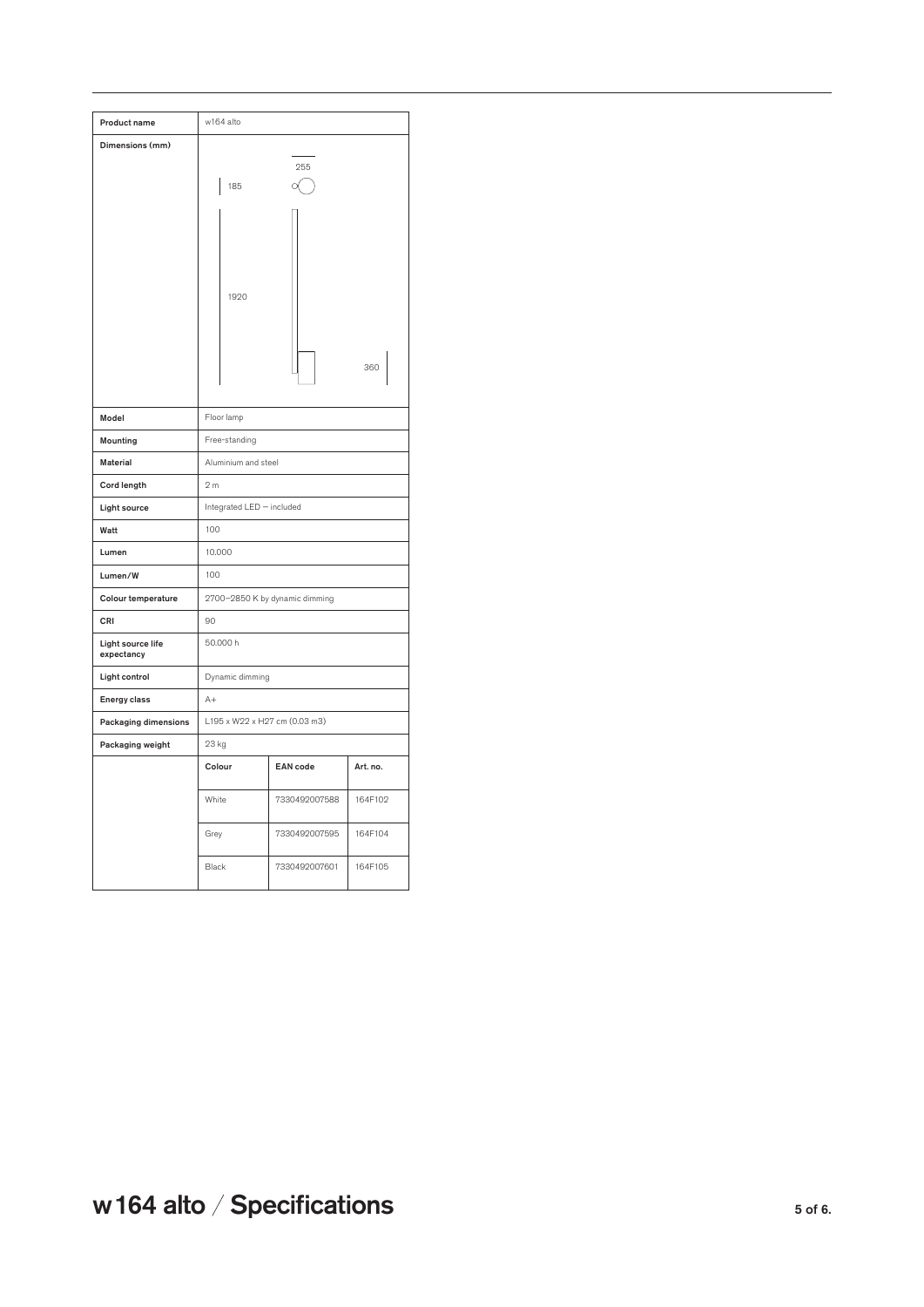| Product name | w164 alto | | |
|---|---|---|---|
| Dimensions (mm) | 255 185 1920 360 | | |
| Model | Floor lamp | | |
| Mounting | Free-standing | | |
| Material | Aluminium and steel | | |
| Cord length | 2 m | | |
| Light source | Integrated LED — included | | |
| Watt | 100 | | |
| Lumen | 10.000 | | |
| Lumen/W | 100 | | |
| Colour temperature | 2700–2850 K by dynamic dimming | | |
| CRI | 90 | | |
| Light source life expectancy | 50.000 h | | |
| Light control | Dynamic dimming | | |
| Energy class | A+ | | |
| Packaging dimensions | L195 x W22 x H27 cm (0.03 m3) | | |
| Packaging weight | 23 kg | | |
| | **Colour** | **EAN code** | **Art. no.** |
| | White | 7330492007588 | 164F102 |
| | Grey | 7330492007595 | 164F104 |
| | Black | 7330492007601 | 164F105 |

# w164 alto / Specifications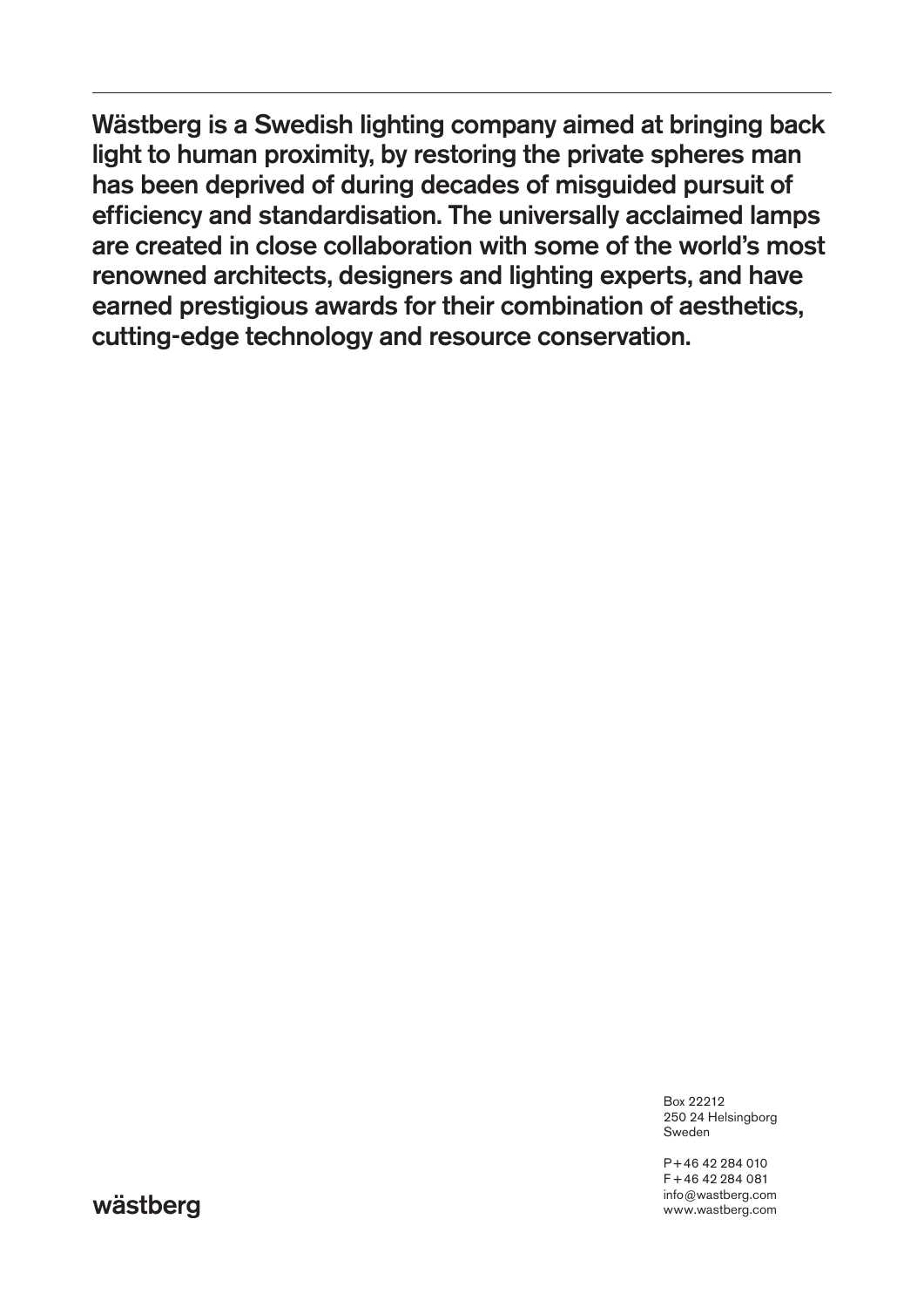**Wästberg is a Swedish lighting company aimed at bringing back light to human proximity, by restoring the private spheres man has been deprived of during decades of misguided pursuit of efficiency and standardisation. The universally acclaimed lamps are created in close collaboration with some of the world's most renowned architects, designers and lighting experts, and have earned prestigious awards for their combination of aesthetics, cutting-edge technology and resource conservation.**

Box 22212
250 24 Helsingborg
Sweden

P +46 42 284 010
F +46 42 284 081
info@wastberg.com
www.wastberg.com

wästberg